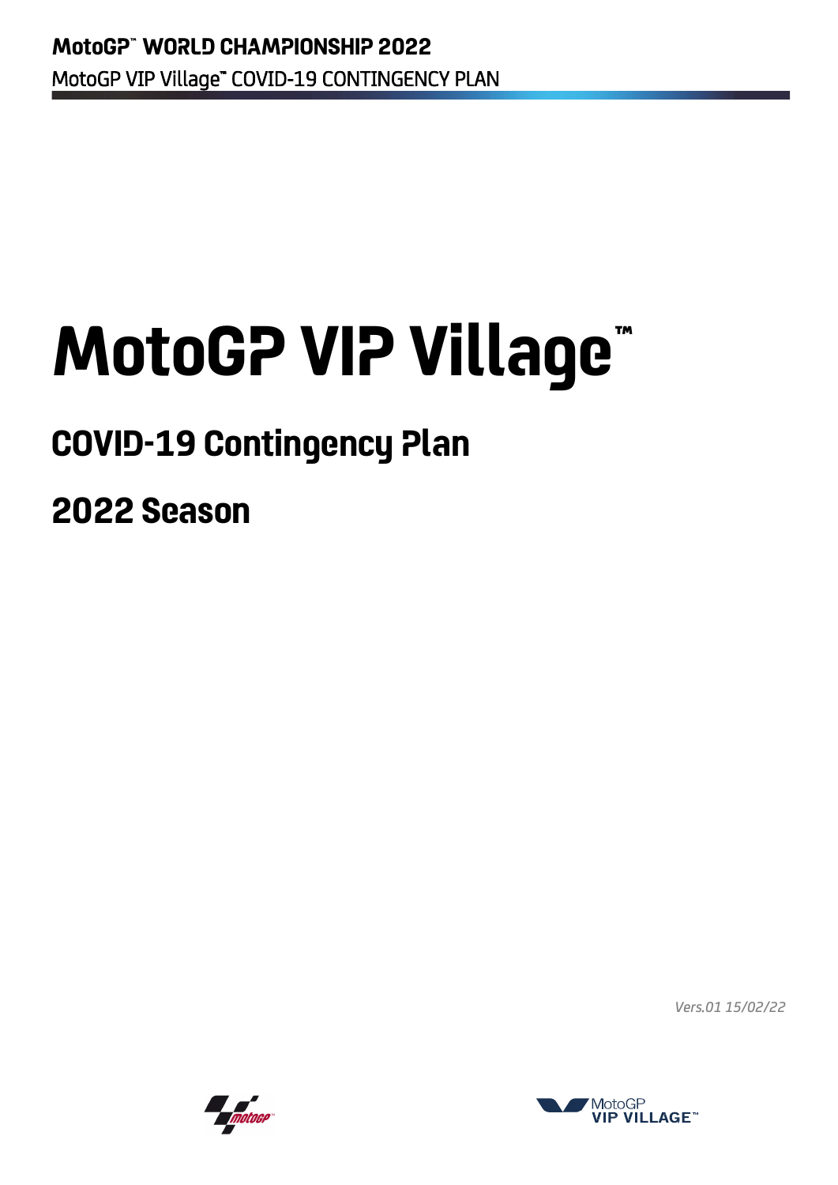# MotoGP VIP Village™

## COVID-19 Contingency Plan

## 2022 Season

*Vers.01 15/02/22*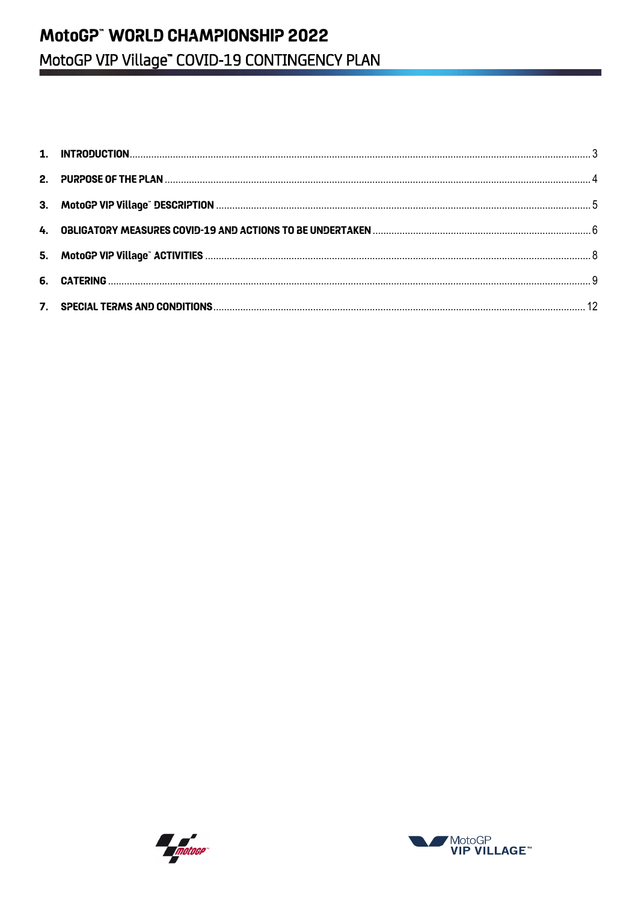1. **INTRODUCTION** ..... 3
2. **PURPOSE OF THE PLAN** ..... 4
3. **MotoGP VIP Village™ DESCRIPTION** ..... 5
4. **OBLIGATORY MEASURES COVID-19 AND ACTIONS TO BE UNDERTAKEN** ..... 6
5. **MotoGP VIP Village™ ACTIVITIES** ..... 8
6. **CATERING** ..... 9
7. **SPECIAL TERMS AND CONDITIONS** ..... 12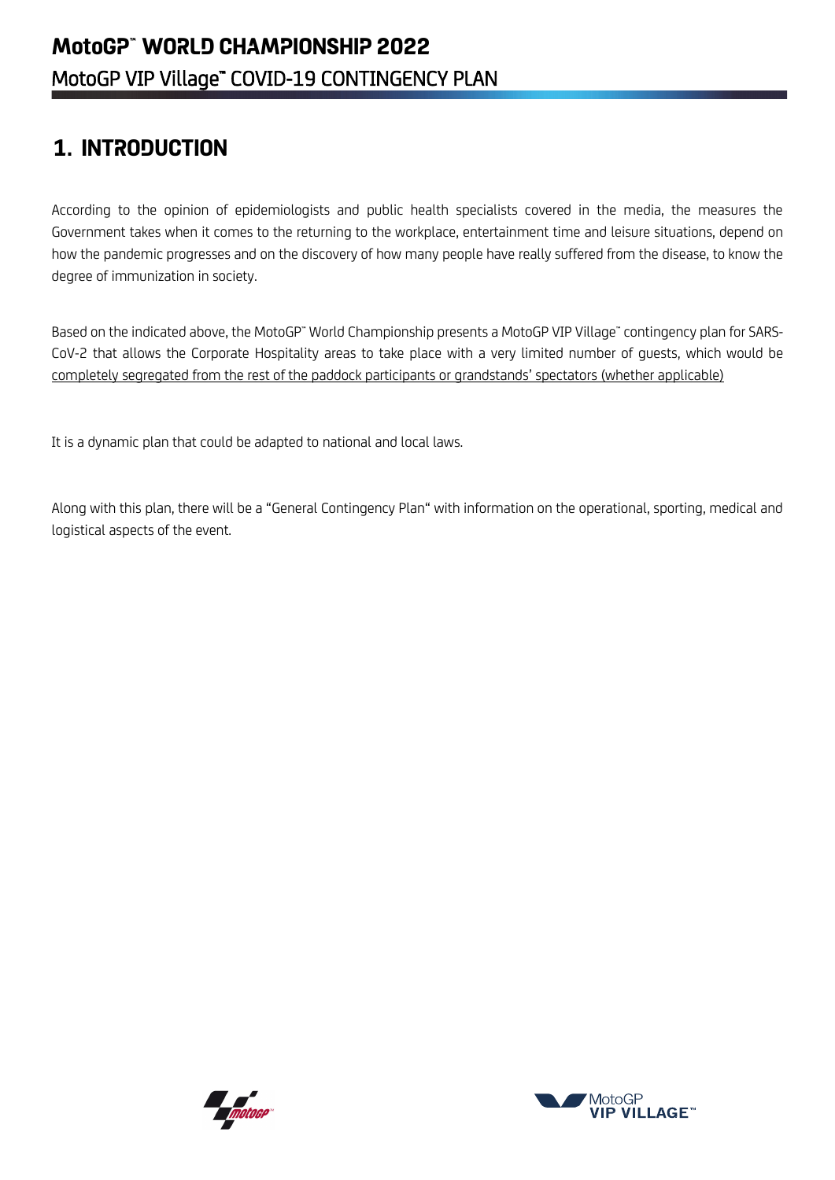## 1. INTRODUCTION

According to the opinion of epidemiologists and public health specialists covered in the media, the measures the Government takes when it comes to the returning to the workplace, entertainment time and leisure situations, depend on how the pandemic progresses and on the discovery of how many people have really suffered from the disease, to know the degree of immunization in society.

Based on the indicated above, the MotoGP™ World Championship presents a MotoGP VIP Village™ contingency plan for SARS-CoV-2 that allows the Corporate Hospitality areas to take place with a very limited number of guests, which would be completely segregated from the rest of the paddock participants or grandstands' spectators (whether applicable)

It is a dynamic plan that could be adapted to national and local laws.

Along with this plan, there will be a "General Contingency Plan" with information on the operational, sporting, medical and logistical aspects of the event.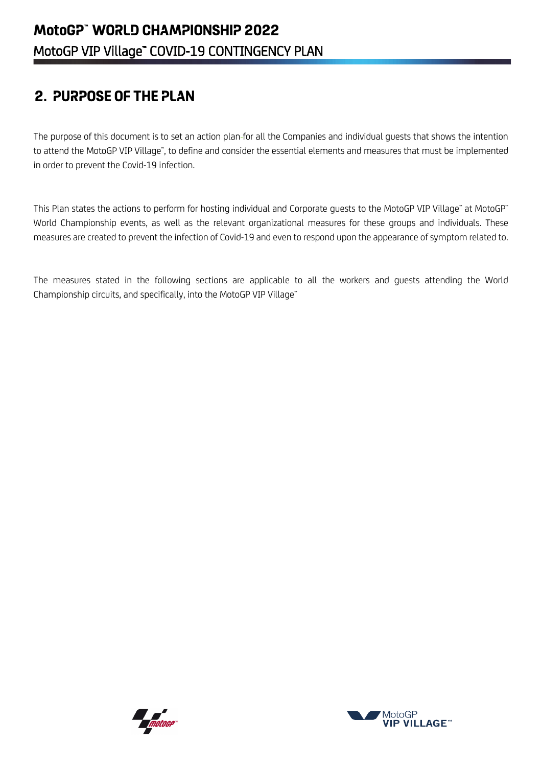## 2. PURPOSE OF THE PLAN

The purpose of this document is to set an action plan for all the Companies and individual guests that shows the intention to attend the MotoGP VIP Village™, to define and consider the essential elements and measures that must be implemented in order to prevent the Covid-19 infection.

This Plan states the actions to perform for hosting individual and Corporate guests to the MotoGP VIP Village™ at MotoGP™ World Championship events, as well as the relevant organizational measures for these groups and individuals. These measures are created to prevent the infection of Covid-19 and even to respond upon the appearance of symptom related to.

The measures stated in the following sections are applicable to all the workers and guests attending the World Championship circuits, and specifically, into the MotoGP VIP Village™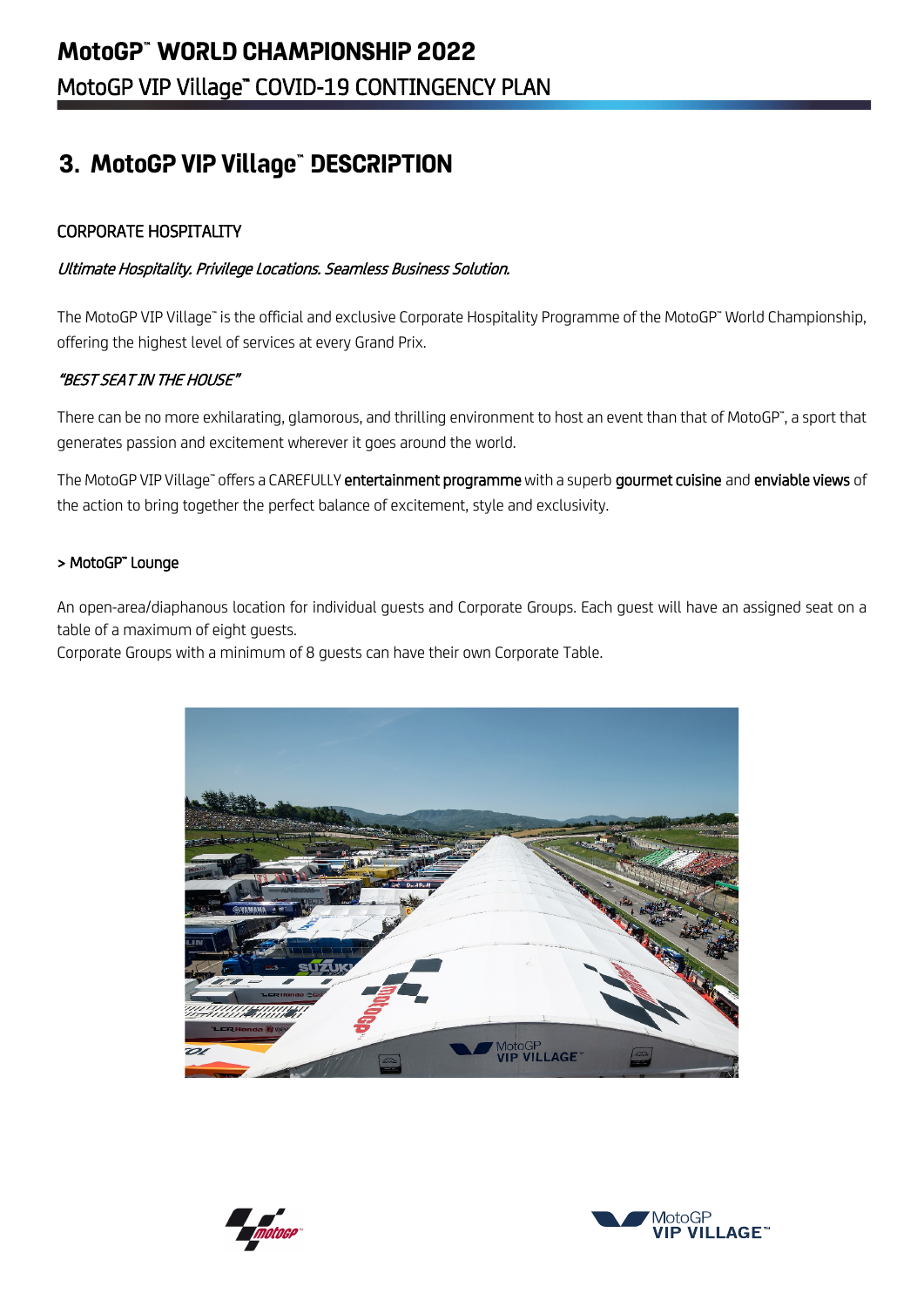# 3. MotoGP VIP Village™ DESCRIPTION

## CORPORATE HOSPITALITY

*Ultimate Hospitality. Privilege Locations. Seamless Business Solution.*

The MotoGP VIP Village™ is the official and exclusive Corporate Hospitality Programme of the MotoGP™ World Championship, offering the highest level of services at every Grand Prix.

*"BEST SEAT IN THE HOUSE"*

There can be no more exhilarating, glamorous, and thrilling environment to host an event than that of MotoGP™, a sport that generates passion and excitement wherever it goes around the world.

The MotoGP VIP Village™ offers a CAREFULLY **entertainment programme** with a superb **gourmet cuisine** and **enviable views** of the action to bring together the perfect balance of excitement, style and exclusivity.

### > MotoGP™ Lounge

An open-area/diaphanous location for individual guests and Corporate Groups. Each guest will have an assigned seat on a table of a maximum of eight guests.
Corporate Groups with a minimum of 8 guests can have their own Corporate Table.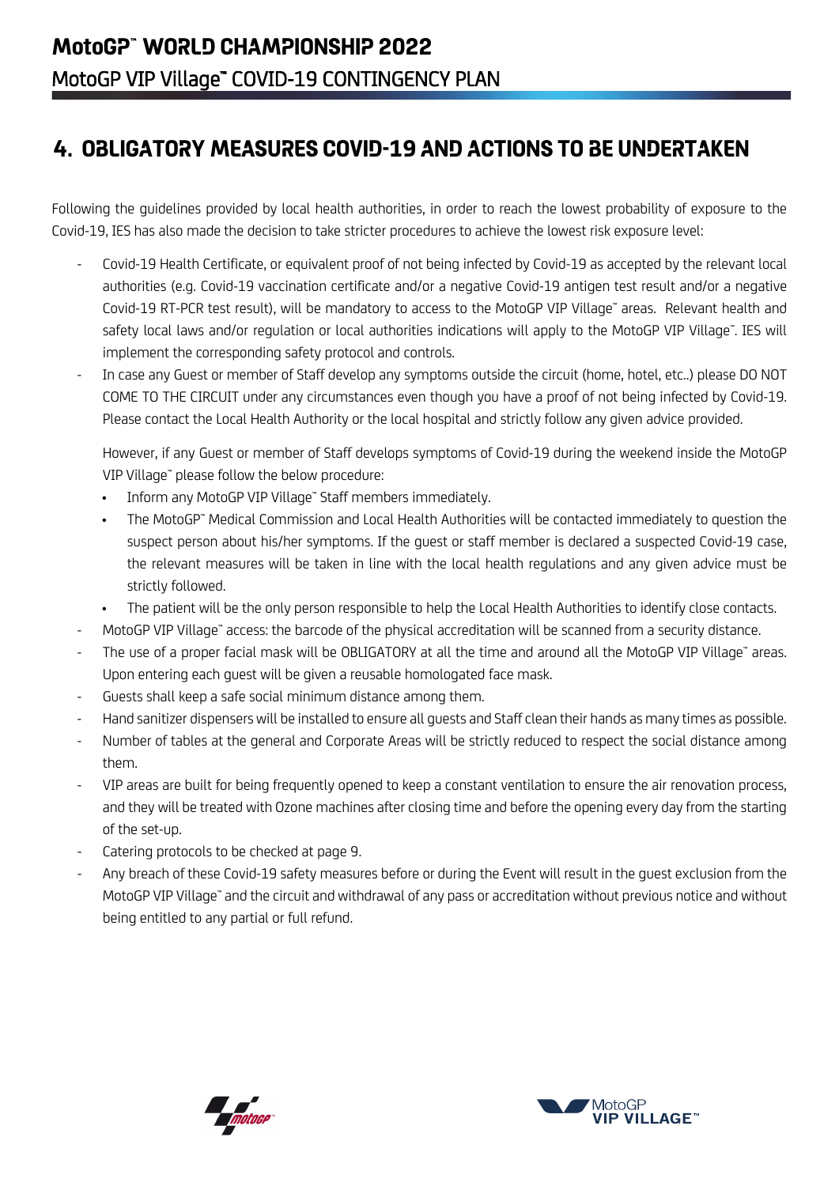## 4. OBLIGATORY MEASURES COVID-19 AND ACTIONS TO BE UNDERTAKEN

Following the guidelines provided by local health authorities, in order to reach the lowest probability of exposure to the Covid-19, IES has also made the decision to take stricter procedures to achieve the lowest risk exposure level:

- Covid-19 Health Certificate, or equivalent proof of not being infected by Covid-19 as accepted by the relevant local authorities (e.g. Covid-19 vaccination certificate and/or a negative Covid-19 antigen test result and/or a negative Covid-19 RT-PCR test result), will be mandatory to access to the MotoGP VIP Village™ areas. Relevant health and safety local laws and/or regulation or local authorities indications will apply to the MotoGP VIP Village™. IES will implement the corresponding safety protocol and controls.
- In case any Guest or member of Staff develop any symptoms outside the circuit (home, hotel, etc..) please DO NOT COME TO THE CIRCUIT under any circumstances even though you have a proof of not being infected by Covid-19. Please contact the Local Health Authority or the local hospital and strictly follow any given advice provided.

  However, if any Guest or member of Staff develops symptoms of Covid-19 during the weekend inside the MotoGP VIP Village™ please follow the below procedure:
  - Inform any MotoGP VIP Village™ Staff members immediately.
  - The MotoGP™ Medical Commission and Local Health Authorities will be contacted immediately to question the suspect person about his/her symptoms. If the guest or staff member is declared a suspected Covid-19 case, the relevant measures will be taken in line with the local health regulations and any given advice must be strictly followed.
  - The patient will be the only person responsible to help the Local Health Authorities to identify close contacts.
- MotoGP VIP Village™ access: the barcode of the physical accreditation will be scanned from a security distance.
- The use of a proper facial mask will be OBLIGATORY at all the time and around all the MotoGP VIP Village™ areas. Upon entering each guest will be given a reusable homologated face mask.
- Guests shall keep a safe social minimum distance among them.
- Hand sanitizer dispensers will be installed to ensure all guests and Staff clean their hands as many times as possible.
- Number of tables at the general and Corporate Areas will be strictly reduced to respect the social distance among them.
- VIP areas are built for being frequently opened to keep a constant ventilation to ensure the air renovation process, and they will be treated with Ozone machines after closing time and before the opening every day from the starting of the set-up.
- Catering protocols to be checked at page 9.
- Any breach of these Covid-19 safety measures before or during the Event will result in the guest exclusion from the MotoGP VIP Village™ and the circuit and withdrawal of any pass or accreditation without previous notice and without being entitled to any partial or full refund.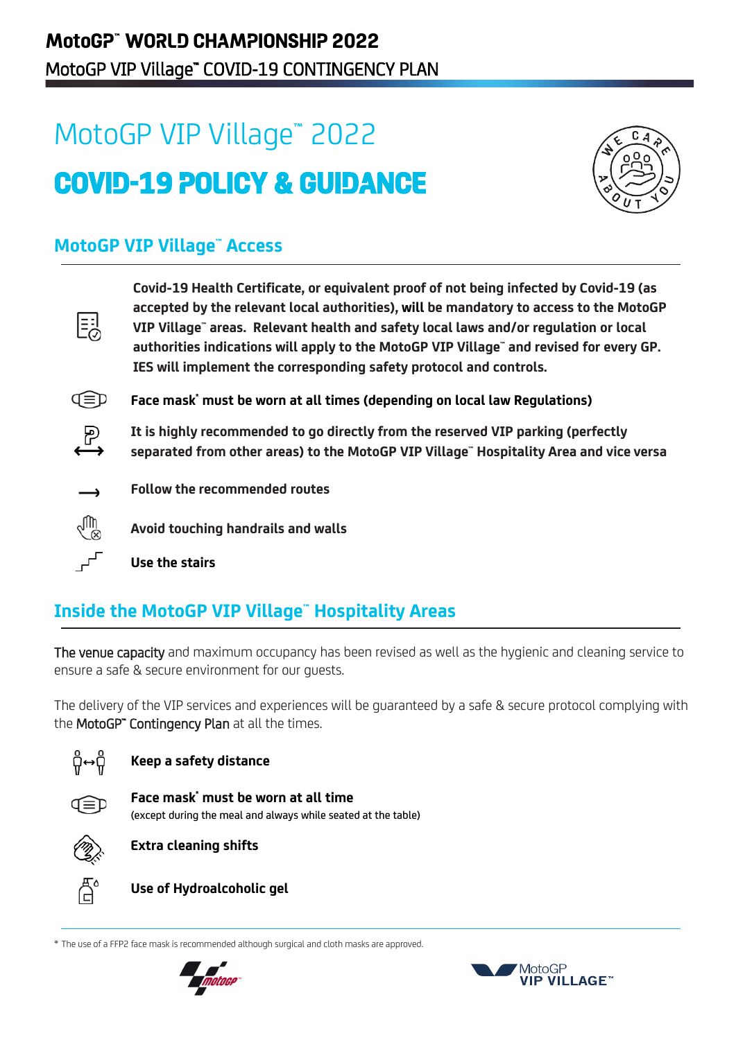# MotoGP VIP Village™ 2022

# COVID-19 POLICY & GUIDANCE

## MotoGP VIP Village™ Access

**Covid-19 Health Certificate, or equivalent proof of not being infected by Covid-19 (as accepted by the relevant local authorities), will be mandatory to access to the MotoGP VIP Village™ areas. Relevant health and safety local laws and/or regulation or local authorities indications will apply to the MotoGP VIP Village™ and revised for every GP. IES will implement the corresponding safety protocol and controls.**

**Face mask* must be worn at all times (depending on local law Regulations)**

**It is highly recommended to go directly from the reserved VIP parking (perfectly separated from other areas) to the MotoGP VIP Village™ Hospitality Area and vice versa**

**Follow the recommended routes**

**Avoid touching handrails and walls**

**Use the stairs**

## Inside the MotoGP VIP Village™ Hospitality Areas

The venue capacity and maximum occupancy has been revised as well as the hygienic and cleaning service to ensure a safe & secure environment for our guests.

The delivery of the VIP services and experiences will be guaranteed by a safe & secure protocol complying with the MotoGP™ Contingency Plan at all the times.

**Keep a safety distance**

**Face mask* must be worn at all time**
(except during the meal and always while seated at the table)

**Extra cleaning shifts**

**Use of Hydroalcoholic gel**

* The use of a FFP2 face mask is recommended although surgical and cloth masks are approved.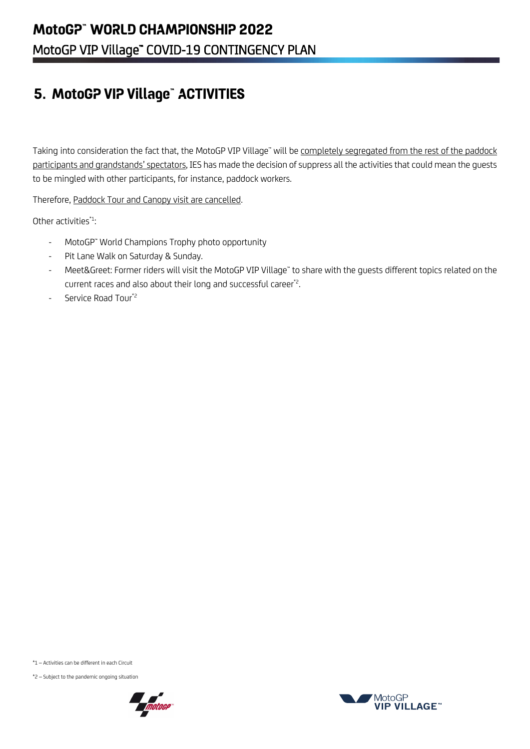## 5. MotoGP VIP Village™ ACTIVITIES

Taking into consideration the fact that, the MotoGP VIP Village™ will be completely segregated from the rest of the paddock participants and grandstands' spectators, IES has made the decision of suppress all the activities that could mean the guests to be mingled with other participants, for instance, paddock workers.

Therefore, Paddock Tour and Canopy visit are cancelled.

Other activities[*1]:

- MotoGP™ World Champions Trophy photo opportunity
- Pit Lane Walk on Saturday & Sunday.
- Meet&Greet: Former riders will visit the MotoGP VIP Village™ to share with the guests different topics related on the current races and also about their long and successful career[*2].
- Service Road Tour[*2]

*1 – Activities can be different in each Circuit

*2 – Subject to the pandemic ongoing situation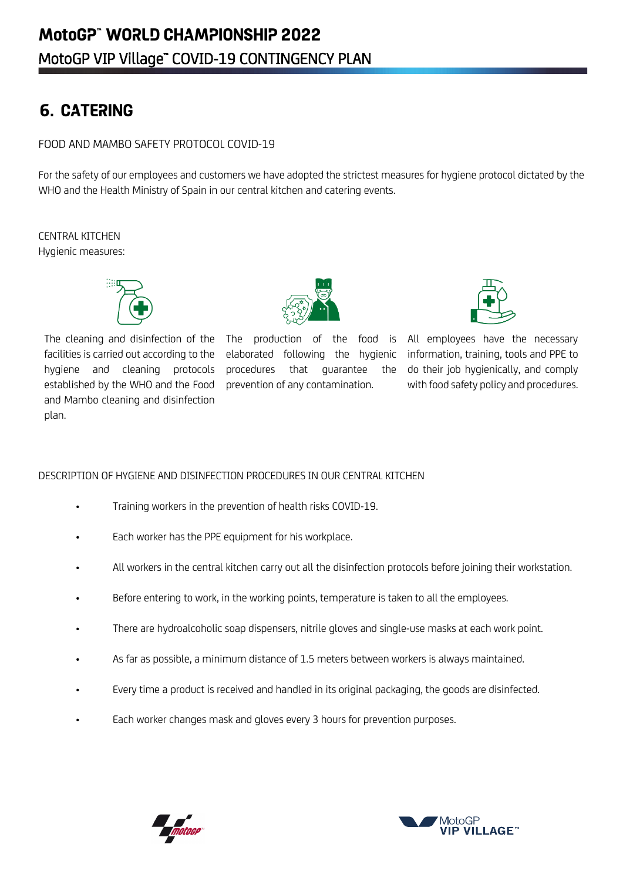## 6. CATERING

FOOD AND MAMBO SAFETY PROTOCOL COVID-19

For the safety of our employees and customers we have adopted the strictest measures for hygiene protocol dictated by the WHO and the Health Ministry of Spain in our central kitchen and catering events.

CENTRAL KITCHEN
Hygienic measures:

The cleaning and disinfection of the facilities is carried out according to the hygiene and cleaning protocols established by the WHO and the Food and Mambo cleaning and disinfection plan.

The production of the food is elaborated following the hygienic procedures that guarantee the prevention of any contamination.

All employees have the necessary information, training, tools and PPE to do their job hygienically, and comply with food safety policy and procedures.

DESCRIPTION OF HYGIENE AND DISINFECTION PROCEDURES IN OUR CENTRAL KITCHEN

- Training workers in the prevention of health risks COVID-19.
- Each worker has the PPE equipment for his workplace.
- All workers in the central kitchen carry out all the disinfection protocols before joining their workstation.
- Before entering to work, in the working points, temperature is taken to all the employees.
- There are hydroalcoholic soap dispensers, nitrile gloves and single-use masks at each work point.
- As far as possible, a minimum distance of 1.5 meters between workers is always maintained.
- Every time a product is received and handled in its original packaging, the goods are disinfected.
- Each worker changes mask and gloves every 3 hours for prevention purposes.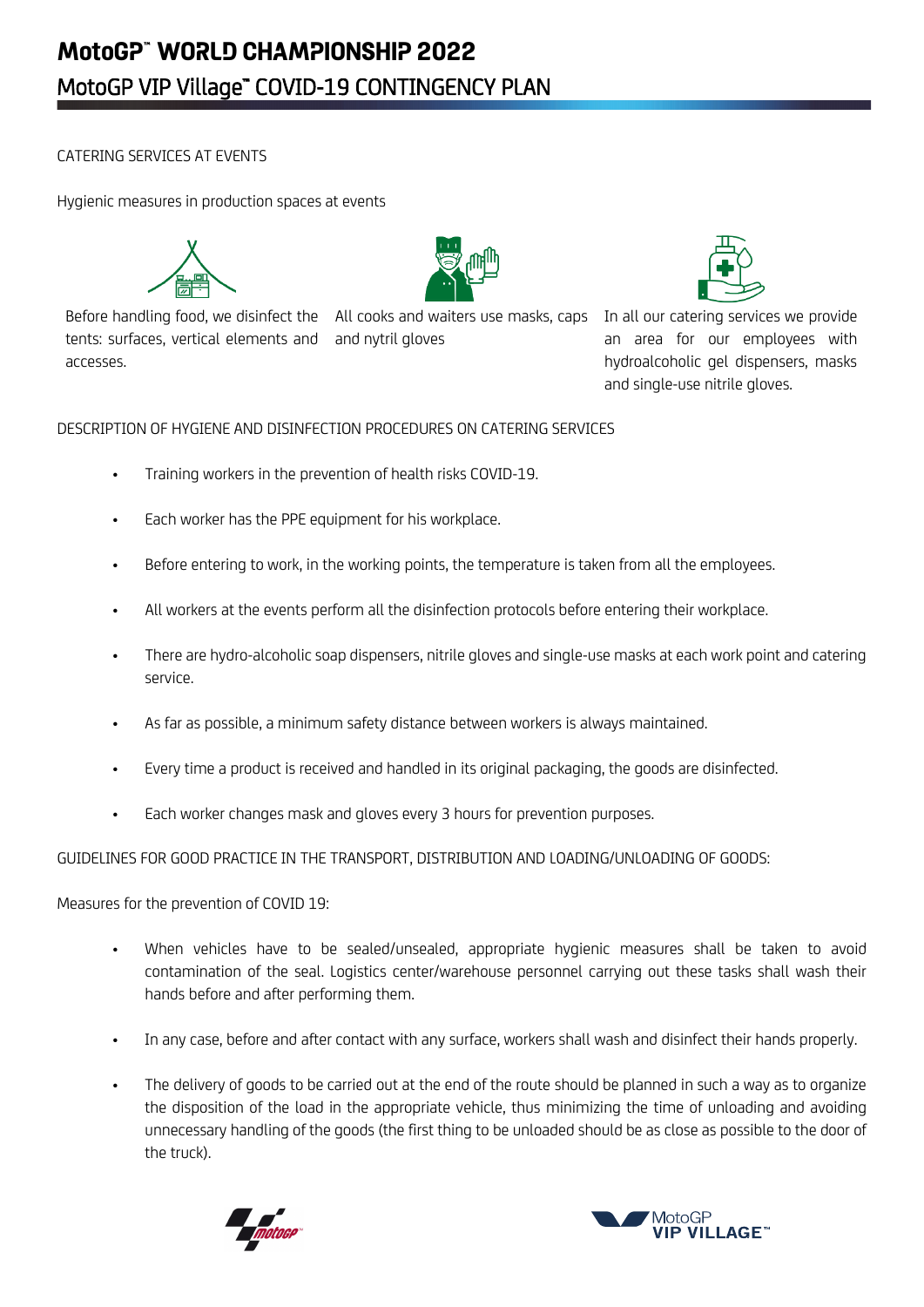# MotoGP™ WORLD CHAMPIONSHIP 2022

## MotoGP VIP Village™ COVID-19 CONTINGENCY PLAN

CATERING SERVICES AT EVENTS

Hygienic measures in production spaces at events

Before handling food, we disinfect the tents: surfaces, vertical elements and accesses.

All cooks and waiters use masks, caps and nytril gloves

In all our catering services we provide an area for our employees with hydroalcoholic gel dispensers, masks and single-use nitrile gloves.

DESCRIPTION OF HYGIENE AND DISINFECTION PROCEDURES ON CATERING SERVICES

- Training workers in the prevention of health risks COVID-19.
- Each worker has the PPE equipment for his workplace.
- Before entering to work, in the working points, the temperature is taken from all the employees.
- All workers at the events perform all the disinfection protocols before entering their workplace.
- There are hydro-alcoholic soap dispensers, nitrile gloves and single-use masks at each work point and catering service.
- As far as possible, a minimum safety distance between workers is always maintained.
- Every time a product is received and handled in its original packaging, the goods are disinfected.
- Each worker changes mask and gloves every 3 hours for prevention purposes.

GUIDELINES FOR GOOD PRACTICE IN THE TRANSPORT, DISTRIBUTION AND LOADING/UNLOADING OF GOODS:

Measures for the prevention of COVID 19:

- When vehicles have to be sealed/unsealed, appropriate hygienic measures shall be taken to avoid contamination of the seal. Logistics center/warehouse personnel carrying out these tasks shall wash their hands before and after performing them.
- In any case, before and after contact with any surface, workers shall wash and disinfect their hands properly.
- The delivery of goods to be carried out at the end of the route should be planned in such a way as to organize the disposition of the load in the appropriate vehicle, thus minimizing the time of unloading and avoiding unnecessary handling of the goods (the first thing to be unloaded should be as close as possible to the door of the truck).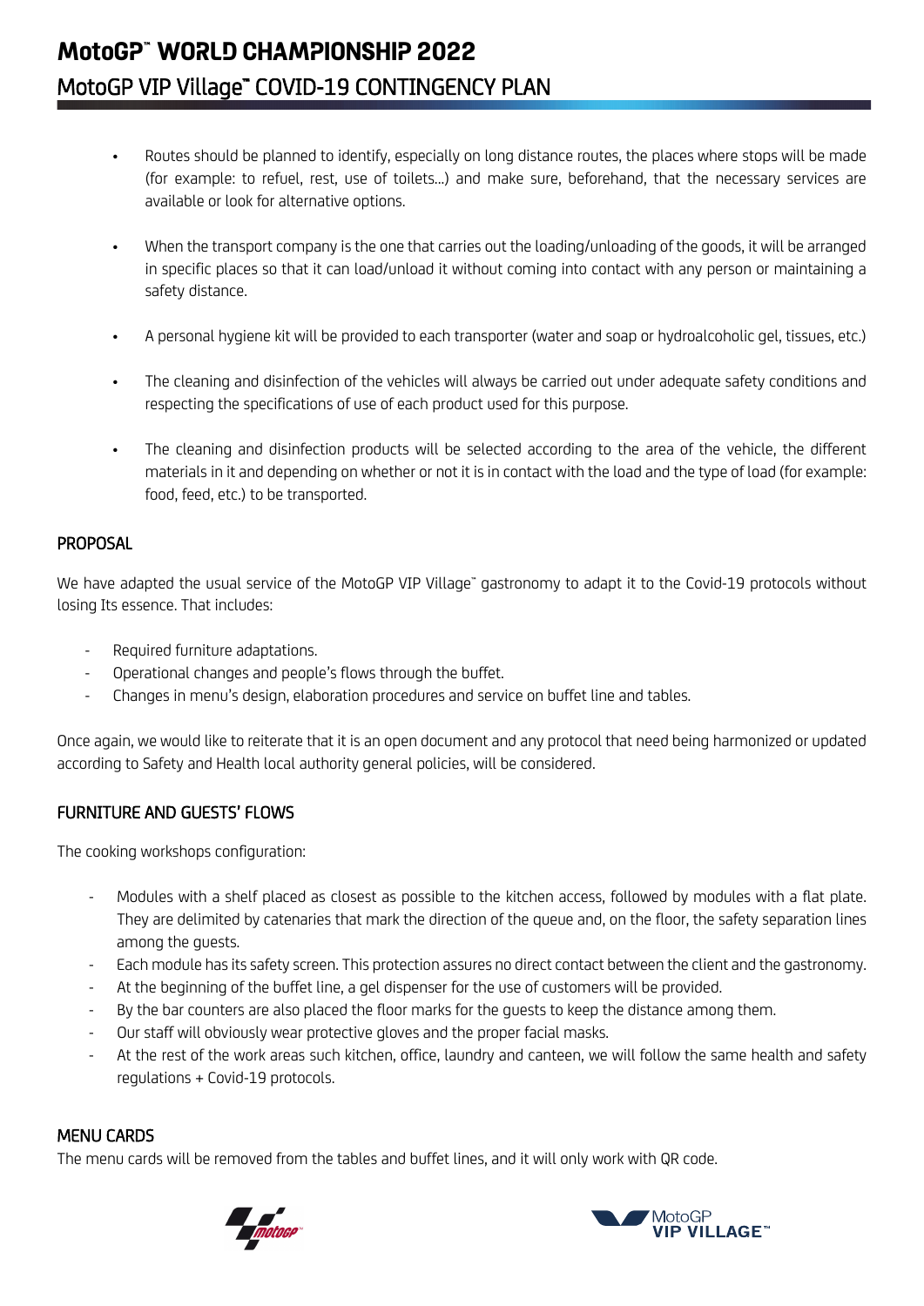- Routes should be planned to identify, especially on long distance routes, the places where stops will be made (for example: to refuel, rest, use of toilets...) and make sure, beforehand, that the necessary services are available or look for alternative options.

- When the transport company is the one that carries out the loading/unloading of the goods, it will be arranged in specific places so that it can load/unload it without coming into contact with any person or maintaining a safety distance.

- A personal hygiene kit will be provided to each transporter (water and soap or hydroalcoholic gel, tissues, etc.)

- The cleaning and disinfection of the vehicles will always be carried out under adequate safety conditions and respecting the specifications of use of each product used for this purpose.

- The cleaning and disinfection products will be selected according to the area of the vehicle, the different materials in it and depending on whether or not it is in contact with the load and the type of load (for example: food, feed, etc.) to be transported.

## PROPOSAL

We have adapted the usual service of the MotoGP VIP Village™ gastronomy to adapt it to the Covid-19 protocols without losing Its essence. That includes:

- Required furniture adaptations.
- Operational changes and people's flows through the buffet.
- Changes in menu's design, elaboration procedures and service on buffet line and tables.

Once again, we would like to reiterate that it is an open document and any protocol that need being harmonized or updated according to Safety and Health local authority general policies, will be considered.

## FURNITURE AND GUESTS' FLOWS

The cooking workshops configuration:

- Modules with a shelf placed as closest as possible to the kitchen access, followed by modules with a flat plate. They are delimited by catenaries that mark the direction of the queue and, on the floor, the safety separation lines among the guests.
- Each module has its safety screen. This protection assures no direct contact between the client and the gastronomy.
- At the beginning of the buffet line, a gel dispenser for the use of customers will be provided.
- By the bar counters are also placed the floor marks for the guests to keep the distance among them.
- Our staff will obviously wear protective gloves and the proper facial masks.
- At the rest of the work areas such kitchen, office, laundry and canteen, we will follow the same health and safety regulations + Covid-19 protocols.

## MENU CARDS

The menu cards will be removed from the tables and buffet lines, and it will only work with QR code.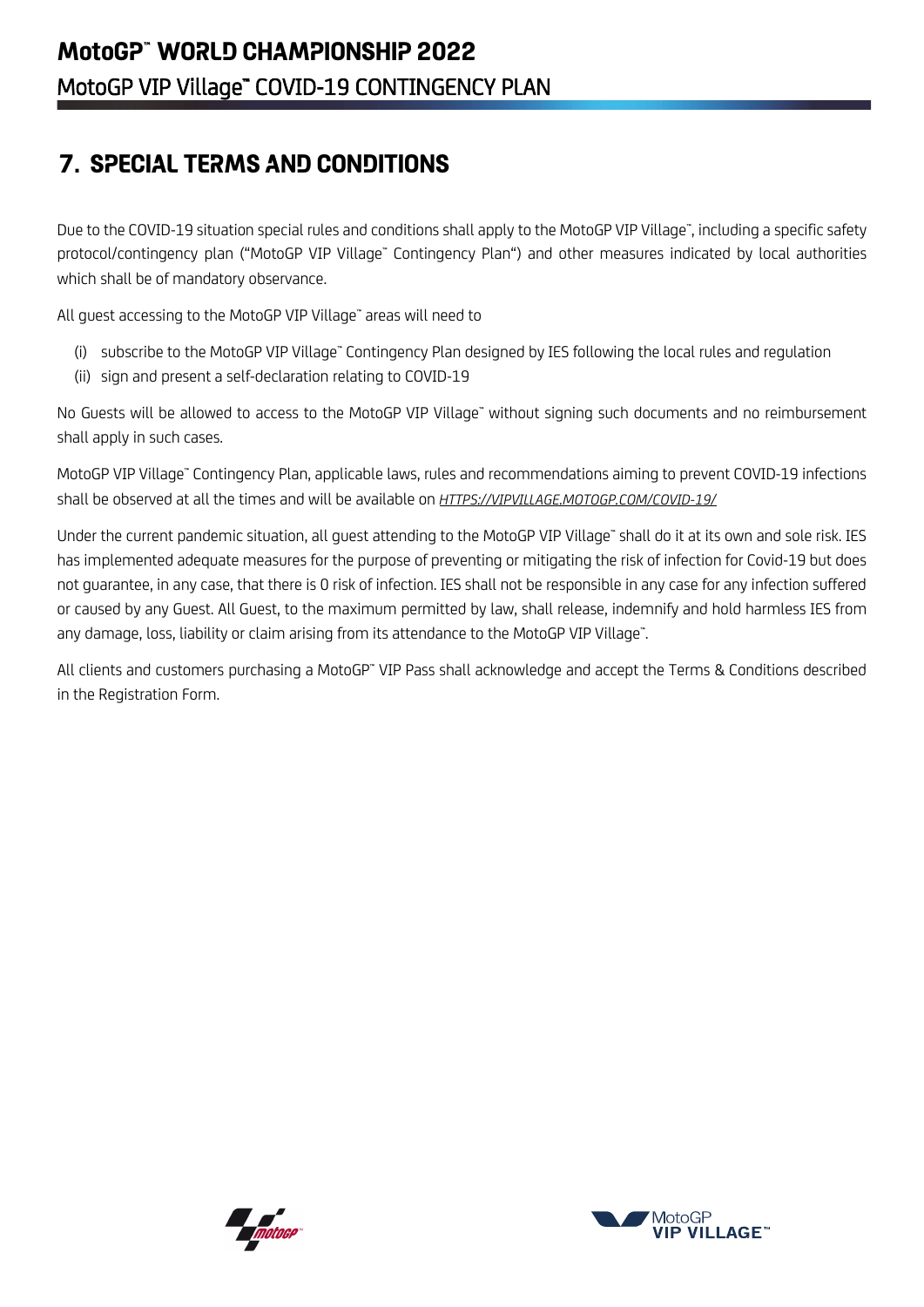## 7. SPECIAL TERMS AND CONDITIONS

Due to the COVID-19 situation special rules and conditions shall apply to the MotoGP VIP Village™, including a specific safety protocol/contingency plan ("MotoGP VIP Village™ Contingency Plan") and other measures indicated by local authorities which shall be of mandatory observance.

All guest accessing to the MotoGP VIP Village™ areas will need to

(i) subscribe to the MotoGP VIP Village™ Contingency Plan designed by IES following the local rules and regulation
(ii) sign and present a self-declaration relating to COVID-19

No Guests will be allowed to access to the MotoGP VIP Village™ without signing such documents and no reimbursement shall apply in such cases.

MotoGP VIP Village™ Contingency Plan, applicable laws, rules and recommendations aiming to prevent COVID-19 infections shall be observed at all the times and will be available on *HTTPS://VIPVILLAGE.MOTOGP.COM/COVID-19/*

Under the current pandemic situation, all guest attending to the MotoGP VIP Village™ shall do it at its own and sole risk. IES has implemented adequate measures for the purpose of preventing or mitigating the risk of infection for Covid-19 but does not guarantee, in any case, that there is 0 risk of infection. IES shall not be responsible in any case for any infection suffered or caused by any Guest. All Guest, to the maximum permitted by law, shall release, indemnify and hold harmless IES from any damage, loss, liability or claim arising from its attendance to the MotoGP VIP Village™.

All clients and customers purchasing a MotoGP™ VIP Pass shall acknowledge and accept the Terms & Conditions described in the Registration Form.